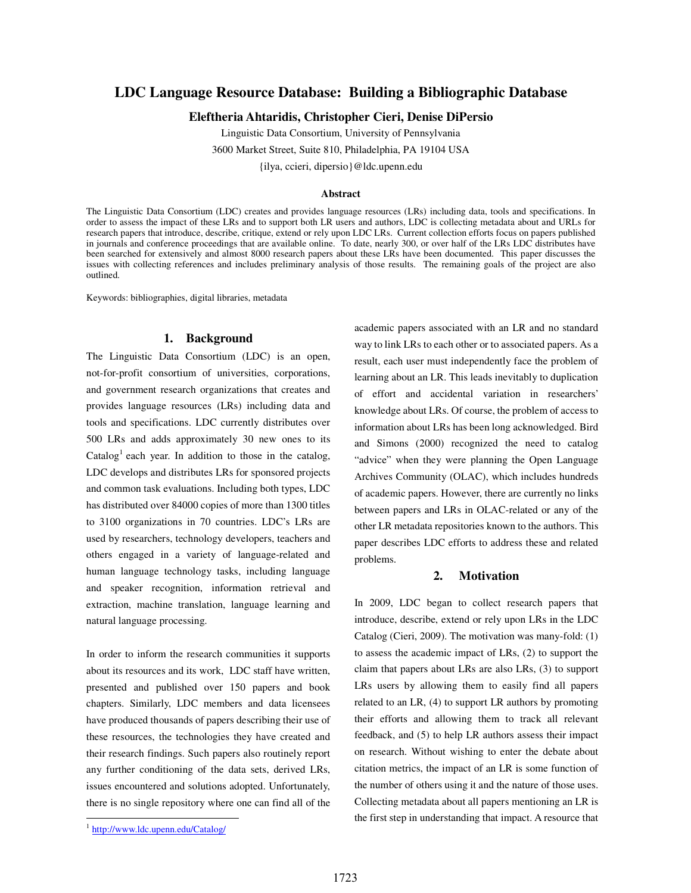# LDC Language Resource Database: Building a Bibliographic Database

**Eleftheria Ahtaridis, Christopher Cieri, Denise DiPersio**

Linguistic Data Consortium, University of Pennsylvania

3600 Market Street, Suite 810, Philadelphia, PA 19104 USA

{ilya, ccieri, dipersio}@ldc.upenn.edu

### Abstract

The Linguistic Data Consortium (LDC) creates and provides language resources (LRs) including data, tools and specifications. In order to assess the impact of these LRs and to support both LR users and authors, LDC is collecting metadata about and URLs for research papers that introduce, describe, critique, extend or rely upon LDC LRs. Current collection efforts focus on papers published in journals and conference proceedings that are available online. To date, nearly 300, or over half of the LRs LDC distributes have been searched for extensively and almost 8000 research papers about these LRs have been documented. This paper discusses the issues with collecting references and includes preliminary analysis of those results. The remaining goals of the project are also outlined.

Keywords: bibliographies, digital libraries, metadata

## 1. Background

The Linguistic Data Consortium (LDC) is an open, not-for-profit consortium of universities, corporations, and government research organizations that creates and provides language resources (LRs) including data and tools and specifications. LDC currently distributes over 500 LRs and adds approximately 30 new ones to its Catalog[1] each year. In addition to those in the catalog, LDC develops and distributes LRs for sponsored projects and common task evaluations. Including both types, LDC has distributed over 84000 copies of more than 1300 titles to 3100 organizations in 70 countries. LDC's LRs are used by researchers, technology developers, teachers and others engaged in a variety of language-related and human language technology tasks, including language and speaker recognition, information retrieval and extraction, machine translation, language learning and natural language processing.

In order to inform the research communities it supports about its resources and its work, LDC staff have written, presented and published over 150 papers and book chapters. Similarly, LDC members and data licensees have produced thousands of papers describing their use of these resources, the technologies they have created and their research findings. Such papers also routinely report any further conditioning of the data sets, derived LRs, issues encountered and solutions adopted. Unfortunately, there is no single repository where one can find all of the academic papers associated with an LR and no standard way to link LRs to each other or to associated papers. As a result, each user must independently face the problem of learning about an LR. This leads inevitably to duplication of effort and accidental variation in researchers' knowledge about LRs. Of course, the problem of access to information about LRs has been long acknowledged. Bird and Simons (2000) recognized the need to catalog "advice" when they were planning the Open Language Archives Community (OLAC), which includes hundreds of academic papers. However, there are currently no links between papers and LRs in OLAC-related or any of the other LR metadata repositories known to the authors. This paper describes LDC efforts to address these and related problems.

## 2. Motivation

In 2009, LDC began to collect research papers that introduce, describe, extend or rely upon LRs in the LDC Catalog (Cieri, 2009). The motivation was many-fold: (1) to assess the academic impact of LRs, (2) to support the claim that papers about LRs are also LRs, (3) to support LRs users by allowing them to easily find all papers related to an LR, (4) to support LR authors by promoting their efforts and allowing them to track all relevant feedback, and (5) to help LR authors assess their impact on research. Without wishing to enter the debate about citation metrics, the impact of an LR is some function of the number of others using it and the nature of those uses. Collecting metadata about all papers mentioning an LR is the first step in understanding that impact. A resource that

[1] http://www.ldc.upenn.edu/Catalog/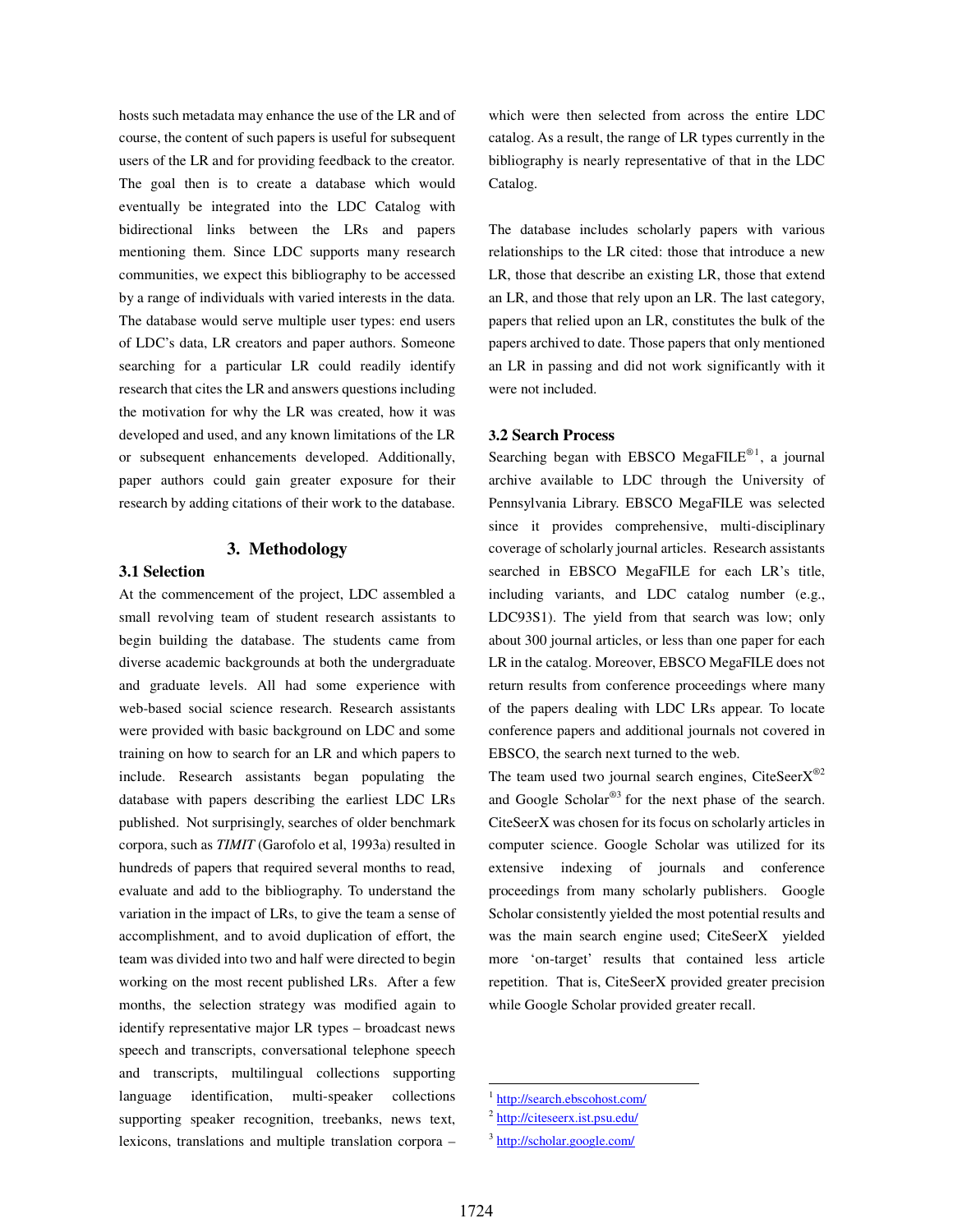hosts such metadata may enhance the use of the LR and of course, the content of such papers is useful for subsequent users of the LR and for providing feedback to the creator. The goal then is to create a database which would eventually be integrated into the LDC Catalog with bidirectional links between the LRs and papers mentioning them. Since LDC supports many research communities, we expect this bibliography to be accessed by a range of individuals with varied interests in the data. The database would serve multiple user types: end users of LDC's data, LR creators and paper authors. Someone searching for a particular LR could readily identify research that cites the LR and answers questions including the motivation for why the LR was created, how it was developed and used, and any known limitations of the LR or subsequent enhancements developed. Additionally, paper authors could gain greater exposure for their research by adding citations of their work to the database.

## 3. Methodology

### 3.1 Selection

At the commencement of the project, LDC assembled a small revolving team of student research assistants to begin building the database. The students came from diverse academic backgrounds at both the undergraduate and graduate levels. All had some experience with web-based social science research. Research assistants were provided with basic background on LDC and some training on how to search for an LR and which papers to include. Research assistants began populating the database with papers describing the earliest LDC LRs published. Not surprisingly, searches of older benchmark corpora, such as *TIMIT* (Garofolo et al, 1993a) resulted in hundreds of papers that required several months to read, evaluate and add to the bibliography. To understand the variation in the impact of LRs, to give the team a sense of accomplishment, and to avoid duplication of effort, the team was divided into two and half were directed to begin working on the most recent published LRs. After a few months, the selection strategy was modified again to identify representative major LR types – broadcast news speech and transcripts, conversational telephone speech and transcripts, multilingual collections supporting language identification, multi-speaker collections supporting speaker recognition, treebanks, news text, lexicons, translations and multiple translation corpora – which were then selected from across the entire LDC catalog. As a result, the range of LR types currently in the bibliography is nearly representative of that in the LDC Catalog.

The database includes scholarly papers with various relationships to the LR cited: those that introduce a new LR, those that describe an existing LR, those that extend an LR, and those that rely upon an LR. The last category, papers that relied upon an LR, constitutes the bulk of the papers archived to date. Those papers that only mentioned an LR in passing and did not work significantly with it were not included.

### 3.2 Search Process

Searching began with EBSCO MegaFILE®[1], a journal archive available to LDC through the University of Pennsylvania Library. EBSCO MegaFILE was selected since it provides comprehensive, multi-disciplinary coverage of scholarly journal articles. Research assistants searched in EBSCO MegaFILE for each LR's title, including variants, and LDC catalog number (e.g., LDC93S1). The yield from that search was low; only about 300 journal articles, or less than one paper for each LR in the catalog. Moreover, EBSCO MegaFILE does not return results from conference proceedings where many of the papers dealing with LDC LRs appear. To locate conference papers and additional journals not covered in EBSCO, the search next turned to the web.

The team used two journal search engines, CiteSeerX®[2] and Google Scholar®[3] for the next phase of the search. CiteSeerX was chosen for its focus on scholarly articles in computer science. Google Scholar was utilized for its extensive indexing of journals and conference proceedings from many scholarly publishers. Google Scholar consistently yielded the most potential results and was the main search engine used; CiteSeerX yielded more 'on-targeted' results that contained less article repetition. That is, CiteSeerX provided greater precision while Google Scholar provided greater recall.

---

[1] http://search.ebscohost.com/

[2] http://citeseerx.ist.psu.edu/

[3] http://scholar.google.com/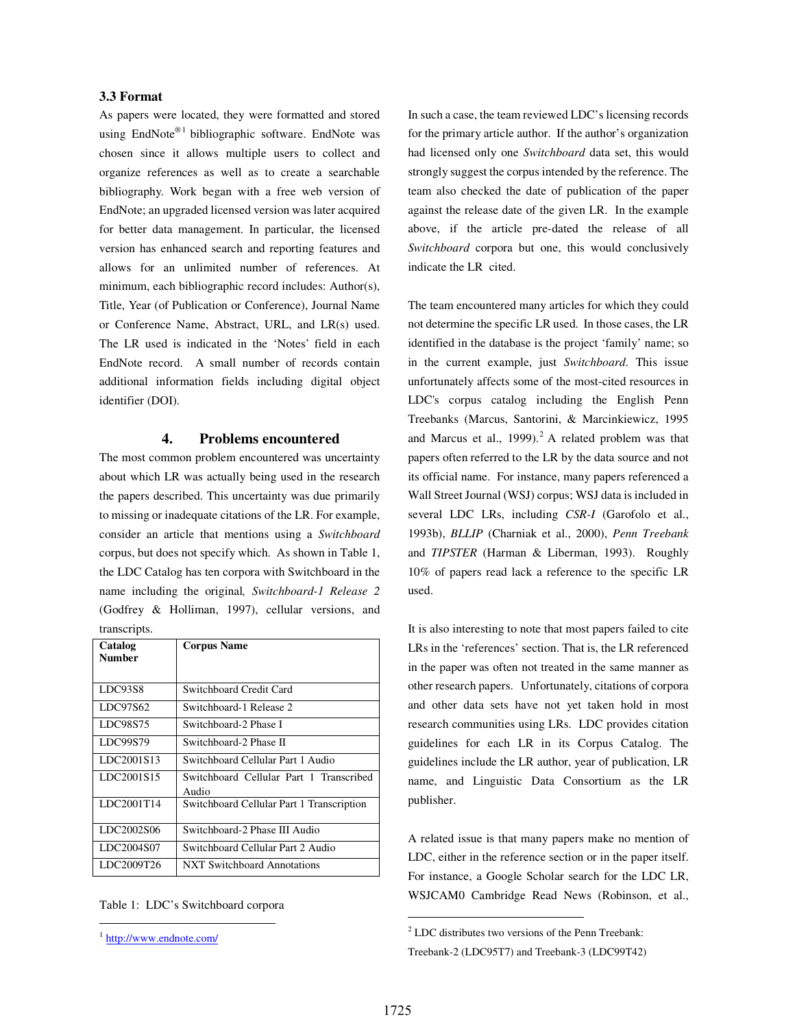### 3.3 Format

As papers were located, they were formatted and stored using EndNote®[1] bibliographic software. EndNote was chosen since it allows multiple users to collect and organize references as well as to create a searchable bibliography. Work began with a free web version of EndNote; an upgraded licensed version was later acquired for better data management. In particular, the licensed version has enhanced search and reporting features and allows for an unlimited number of references. At minimum, each bibliographic record includes: Author(s), Title, Year (of Publication or Conference), Journal Name or Conference Name, Abstract, URL, and LR(s) used. The LR used is indicated in the 'Notes' field in each EndNote record. A small number of records contain additional information fields including digital object identifier (DOI).

## 4. Problems encountered

The most common problem encountered was uncertainty about which LR was actually being used in the research the papers described. This uncertainty was due primarily to missing or inadequate citations of the LR. For example, consider an article that mentions using a *Switchboard* corpus, but does not specify which. As shown in Table 1, the LDC Catalog has ten corpora with Switchboard in the name including the original, *Switchboard-1 Release 2* (Godfrey & Holliman, 1997), cellular versions, and transcripts.

| Catalog Number | Corpus Name |
|---|---|
| LDC93S8 | Switchboard Credit Card |
| LDC97S62 | Switchboard-1 Release 2 |
| LDC98S75 | Switchboard-2 Phase I |
| LDC99S79 | Switchboard-2 Phase II |
| LDC2001S13 | Switchboard Cellular Part 1 Audio |
| LDC2001S15 | Switchboard Cellular Part 1 Transcribed Audio |
| LDC2001T14 | Switchboard Cellular Part 1 Transcription |
| LDC2002S06 | Switchboard-2 Phase III Audio |
| LDC2004S07 | Switchboard Cellular Part 2 Audio |
| LDC2009T26 | NXT Switchboard Annotations |

Table 1: LDC's Switchboard corpora

In such a case, the team reviewed LDC's licensing records for the primary article author. If the author's organization had licensed only one *Switchboard* data set, this would strongly suggest the corpus intended by the reference. The team also checked the date of publication of the paper against the release date of the given LR. In the example above, if the article pre-dated the release of all *Switchboard* corpora but one, this would conclusively indicate the LR cited.

The team encountered many articles for which they could not determine the specific LR used. In those cases, the LR identified in the database is the project 'family' name; so in the current example, just *Switchboard*. This issue unfortunately affects some of the most-cited resources in LDC's corpus catalog including the English Penn Treebanks (Marcus, Santorini, & Marcinkiewicz, 1995 and Marcus et al., 1999).[2] A related problem was that papers often referred to the LR by the data source and not its official name. For instance, many papers referenced a Wall Street Journal (WSJ) corpus; WSJ data is included in several LDC LRs, including *CSR-I* (Garofolo et al., 1993b), *BLLIP* (Charniak et al., 2000), *Penn Treebank* and *TIPSTER* (Harman & Liberman, 1993). Roughly 10% of papers read lack a reference to the specific LR used.

It is also interesting to note that most papers failed to cite LRs in the 'references' section. That is, the LR referenced in the paper was often not treated in the same manner as other research papers. Unfortunately, citations of corpora and other data sets have not yet taken hold in most research communities using LRs. LDC provides citation guidelines for each LR in its Corpus Catalog. The guidelines include the LR author, year of publication, LR name, and Linguistic Data Consortium as the LR publisher.

A related issue is that many papers make no mention of LDC, either in the reference section or in the paper itself. For instance, a Google Scholar search for the LDC LR, WSJCAM0 Cambridge Read News (Robinson, et al.,

[1] http://www.endnote.com/

[2] LDC distributes two versions of the Penn Treebank: Treebank-2 (LDC95T7) and Treebank-3 (LDC99T42)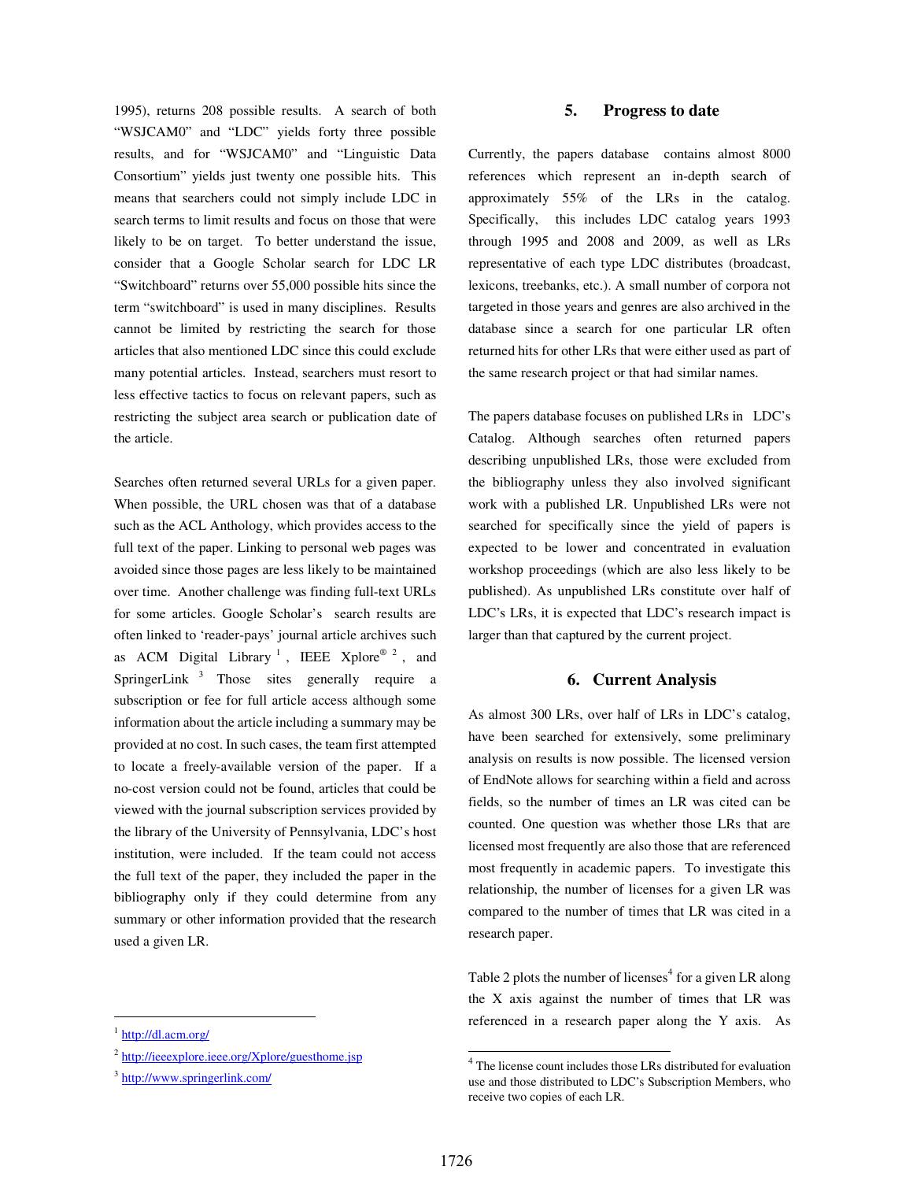1995), returns 208 possible results. A search of both "WSJCAM0" and "LDC" yields forty three possible results, and for "WSJCAM0" and "Linguistic Data Consortium" yields just twenty one possible hits. This means that searchers could not simply include LDC in search terms to limit results and focus on those that were likely to be on target. To better understand the issue, consider that a Google Scholar search for LDC LR "Switchboard" returns over 55,000 possible hits since the term "switchboard" is used in many disciplines. Results cannot be limited by restricting the search for those articles that also mentioned LDC since this could exclude many potential articles. Instead, searchers must resort to less effective tactics to focus on relevant papers, such as restricting the subject area search or publication date of the article.

Searches often returned several URLs for a given paper. When possible, the URL chosen was that of a database such as the ACL Anthology, which provides access to the full text of the paper. Linking to personal web pages was avoided since those pages are less likely to be maintained over time. Another challenge was finding full-text URLs for some articles. Google Scholar's search results are often linked to 'reader-pays' journal article archives such as ACM Digital Library [1], IEEE Xplore® [2], and SpringerLink [3] Those sites generally require a subscription or fee for full article access although some information about the article including a summary may be provided at no cost. In such cases, the team first attempted to locate a freely-available version of the paper. If a no-cost version could not be found, articles that could be viewed with the journal subscription services provided by the library of the University of Pennsylvania, LDC's host institution, were included. If the team could not access the full text of the paper, they included the paper in the bibliography only if they could determine from any summary or other information provided that the research used a given LR.

[1] http://dl.acm.org/

[2] http://ieeexplore.ieee.org/Xplore/guesthome.jsp

[3] http://www.springerlink.com/

## 5. Progress to date

Currently, the papers database contains almost 8000 references which represent an in-depth search of approximately 55% of the LRs in the catalog. Specifically, this includes LDC catalog years 1993 through 1995 and 2008 and 2009, as well as LRs representative of each type LDC distributes (broadcast, lexicons, treebanks, etc.). A small number of corpora not targeted in those years and genres are also archived in the database since a search for one particular LR often returned hits for other LRs that were either used as part of the same research project or that had similar names.

The papers database focuses on published LRs in LDC's Catalog. Although searches often returned papers describing unpublished LRs, those were excluded from the bibliography unless they also involved significant work with a published LR. Unpublished LRs were not searched for specifically since the yield of papers is expected to be lower and concentrated in evaluation workshop proceedings (which are also less likely to be published). As unpublished LRs constitute over half of LDC's LRs, it is expected that LDC's research impact is larger than that captured by the current project.

## 6. Current Analysis

As almost 300 LRs, over half of LRs in LDC's catalog, have been searched for extensively, some preliminary analysis on results is now possible. The licensed version of EndNote allows for searching within a field and across fields, so the number of times an LR was cited can be counted. One question was whether those LRs that are licensed most frequently are also those that are referenced most frequently in academic papers. To investigate this relationship, the number of licenses for a given LR was compared to the number of times that LR was cited in a research paper.

Table 2 plots the number of licenses[4] for a given LR along the X axis against the number of times that LR was referenced in a research paper along the Y axis. As

[4] The license count includes those LRs distributed for evaluation use and those distributed to LDC's Subscription Members, who receive two copies of each LR.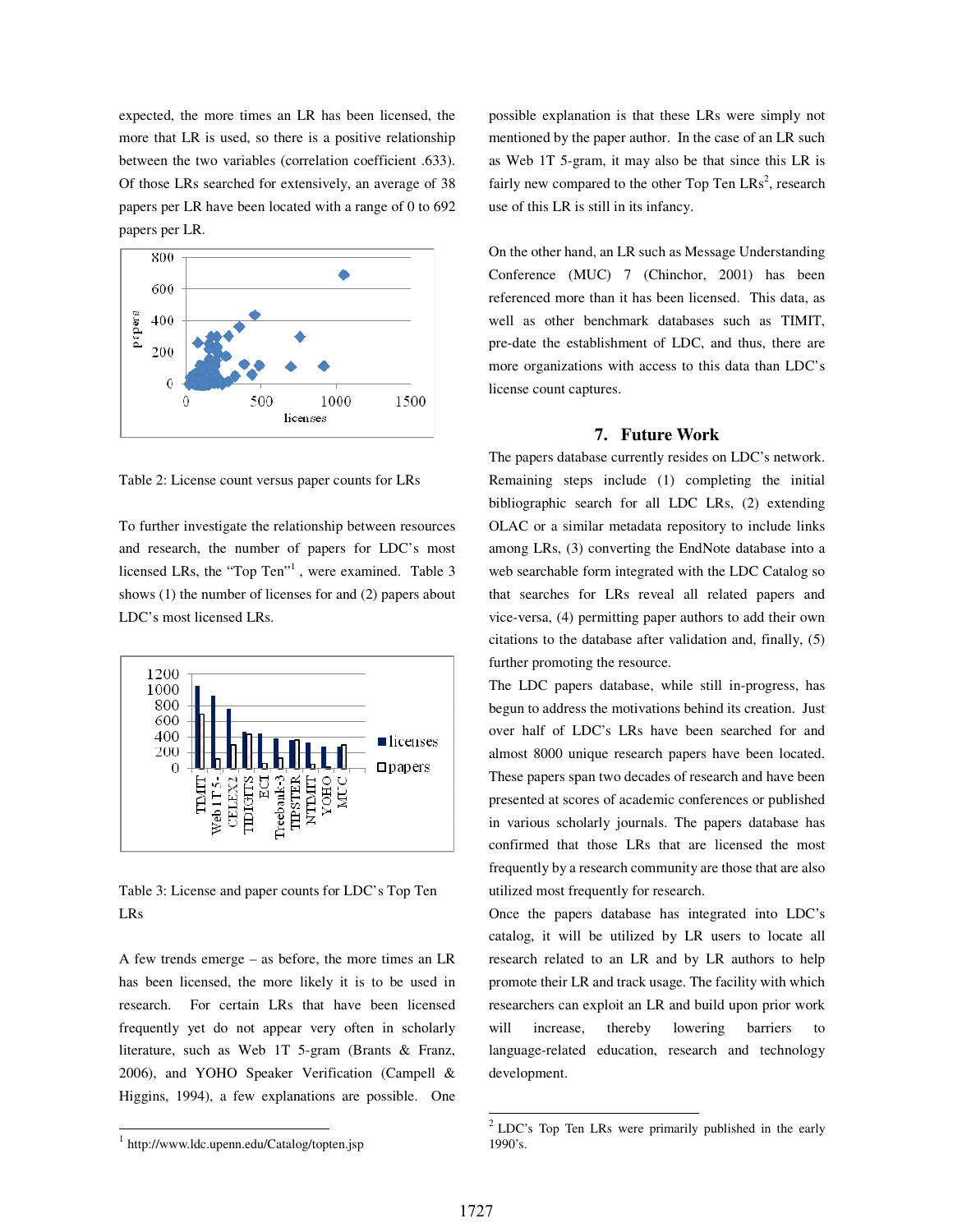expected, the more times an LR has been licensed, the more that LR is used, so there is a positive relationship between the two variables (correlation coefficient .633). Of those LRs searched for extensively, an average of 38 papers per LR have been located with a range of 0 to 692 papers per LR.

Table 2: License count versus paper counts for LRs

To further investigate the relationship between resources and research, the number of papers for LDC's most licensed LRs, the "Top Ten"[1], were examined. Table 3 shows (1) the number of licenses for and (2) papers about LDC's most licensed LRs.

Table 3: License and paper counts for LDC's Top Ten LRs

A few trends emerge – as before, the more times an LR has been licensed, the more likely it is to be used in research. For certain LRs that have been licensed frequently yet do not appear very often in scholarly literature, such as Web 1T 5-gram (Brants & Franz, 2006), and YOHO Speaker Verification (Campell & Higgins, 1994), a few explanations are possible. One possible explanation is that these LRs were simply not mentioned by the paper author. In the case of an LR such as Web 1T 5-gram, it may also be that since this LR is fairly new compared to the other Top Ten LRs[2], research use of this LR is still in its infancy.

On the other hand, an LR such as Message Understanding Conference (MUC) 7 (Chinchor, 2001) has been referenced more than it has been licensed. This data, as well as other benchmark databases such as TIMIT, pre-date the establishment of LDC, and thus, there are more organizations with access to this data than LDC's license count captures.

## 7. Future Work

The papers database currently resides on LDC's network. Remaining steps include (1) completing the initial bibliographic search for all LDC LRs, (2) extending OLAC or a similar metadata repository to include links among LRs, (3) converting the EndNote database into a web searchable form integrated with the LDC Catalog so that searches for LRs reveal all related papers and vice-versa, (4) permitting paper authors to add their own citations to the database after validation and, finally, (5) further promoting the resource.

The LDC papers database, while still in-progress, has begun to address the motivations behind its creation. Just over half of LDC's LRs have been searched for and almost 8000 unique research papers have been located. These papers span two decades of research and have been presented at scores of academic conferences or published in various scholarly journals. The papers database has confirmed that those LRs that are licensed the most frequently by a research community are those that are also utilized most frequently for research.

Once the papers database has integrated into LDC's catalog, it will be utilized by LR users to locate all research related to an LR and by LR authors to help promote their LR and track usage. The facility with which researchers can exploit an LR and build upon prior work will increase, thereby lowering barriers to language-related education, research and technology development.

---

[1] http://www.ldc.upenn.edu/Catalog/topten.jsp

[2] LDC's Top Ten LRs were primarily published in the early 1990's.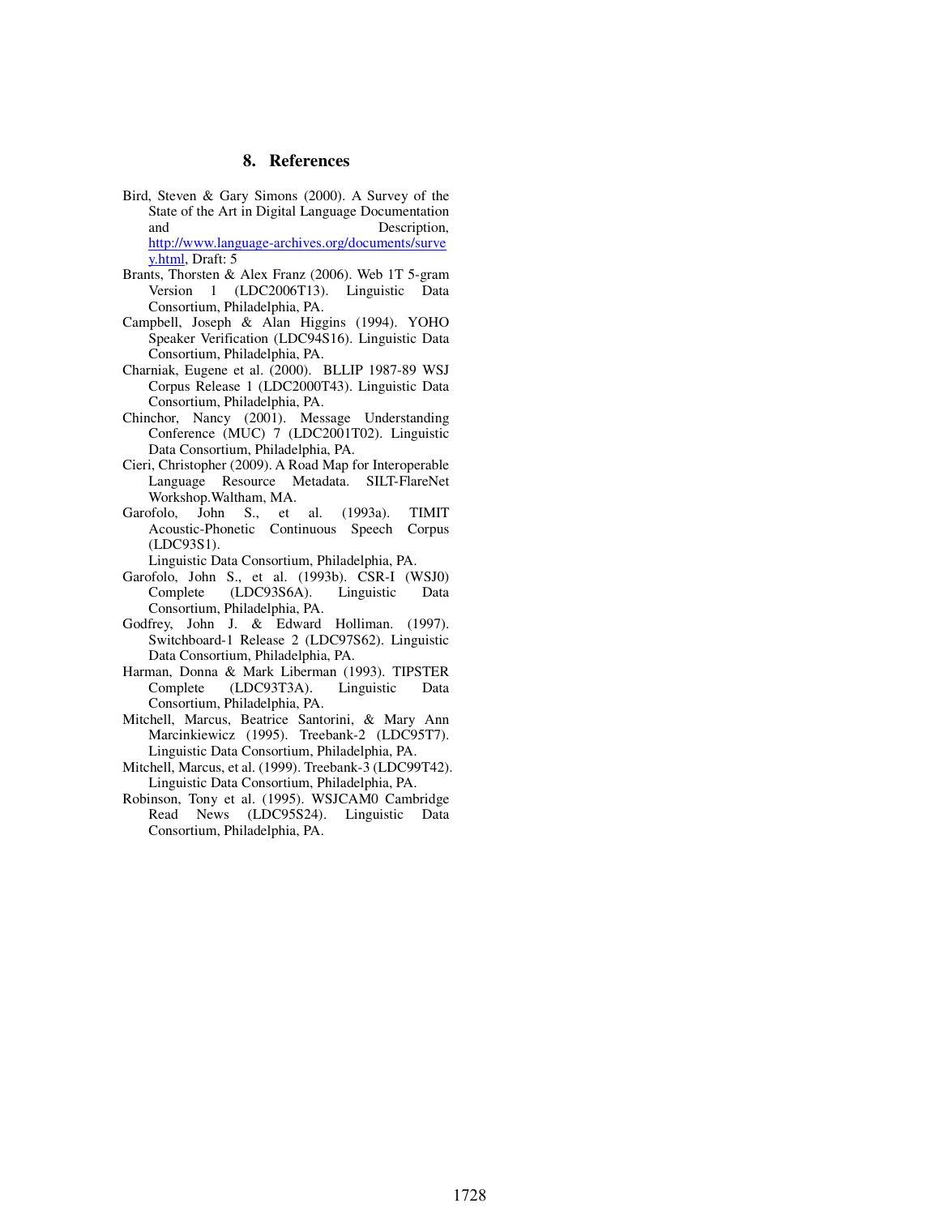# 8. References

Bird, Steven & Gary Simons (2000). A Survey of the State of the Art in Digital Language Documentation and Description, http://www.language-archives.org/documents/survey.html, Draft: 5

Brants, Thorsten & Alex Franz (2006). Web 1T 5-gram Version 1 (LDC2006T13). Linguistic Data Consortium, Philadelphia, PA.

Campbell, Joseph & Alan Higgins (1994). YOHO Speaker Verification (LDC94S16). Linguistic Data Consortium, Philadelphia, PA.

Charniak, Eugene et al. (2000). BLLIP 1987-89 WSJ Corpus Release 1 (LDC2000T43). Linguistic Data Consortium, Philadelphia, PA.

Chinchor, Nancy (2001). Message Understanding Conference (MUC) 7 (LDC2001T02). Linguistic Data Consortium, Philadelphia, PA.

Cieri, Christopher (2009). A Road Map for Interoperable Language Resource Metadata. SILT-FlareNet Workshop.Waltham, MA.

Garofolo, John S., et al. (1993a). TIMIT Acoustic-Phonetic Continuous Speech Corpus (LDC93S1).
Linguistic Data Consortium, Philadelphia, PA.

Garofolo, John S., et al. (1993b). CSR-I (WSJ0) Complete (LDC93S6A). Linguistic Data Consortium, Philadelphia, PA.

Godfrey, John J. & Edward Holliman. (1997). Switchboard-1 Release 2 (LDC97S62). Linguistic Data Consortium, Philadelphia, PA.

Harman, Donna & Mark Liberman (1993). TIPSTER Complete (LDC93T3A). Linguistic Data Consortium, Philadelphia, PA.

Mitchell, Marcus, Beatrice Santorini, & Mary Ann Marcinkiewicz (1995). Treebank-2 (LDC95T7). Linguistic Data Consortium, Philadelphia, PA.

Mitchell, Marcus, et al. (1999). Treebank-3 (LDC99T42). Linguistic Data Consortium, Philadelphia, PA.

Robinson, Tony et al. (1995). WSJCAM0 Cambridge Read News (LDC95S24). Linguistic Data Consortium, Philadelphia, PA.